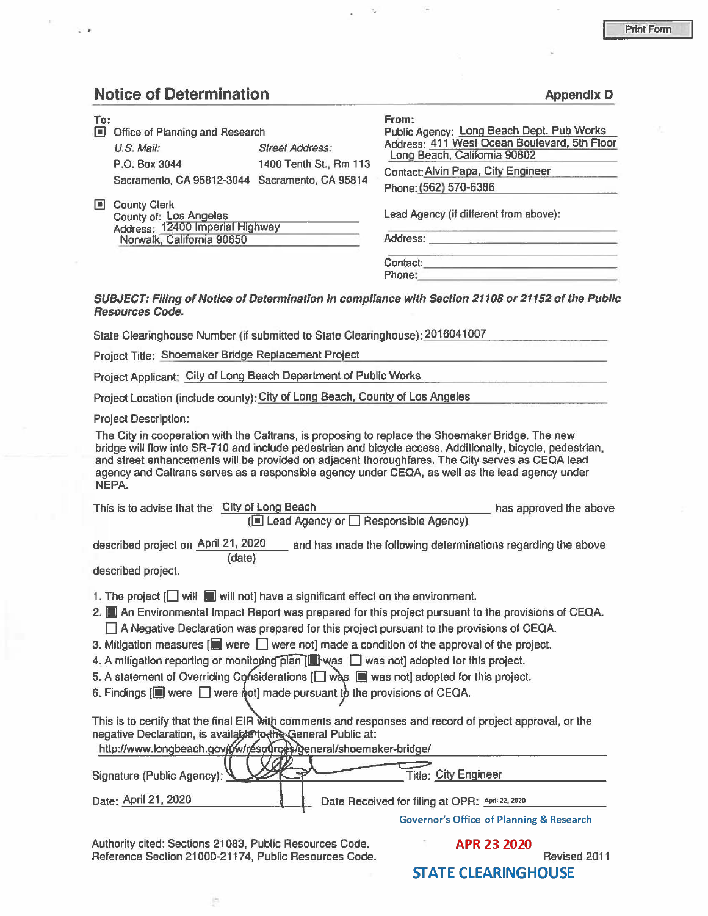Print Form

# Notice of Determination

**Appendix D**

**To:**

■ Office of Planning and Research

*U.S. Mail:* P.O. Box 3044, Sacramento, CA 95812-3044

*Street Address:* 1400 Tenth St., Rm 113, Sacramento, CA 95814

■ County Clerk
County of: Los Angeles
Address: 12400 Imperial Highway
Norwalk, California 90650

**From:**

Public Agency: Long Beach Dept. Pub Works
Address: 411 West Ocean Boulevard, 5th Floor
Long Beach, California 90802
Contact: Alvin Papa, City Engineer
Phone: (562) 570-6386

Lead Agency (if different from above):

Address:

Contact:
Phone:

***SUBJECT: Filing of Notice of Determination in compliance with Section 21108 or 21152 of the Public Resources Code.***

State Clearinghouse Number (if submitted to State Clearinghouse): 2016041007

Project Title: Shoemaker Bridge Replacement Project

Project Applicant: City of Long Beach Department of Public Works

Project Location (include county): City of Long Beach, County of Los Angeles

Project Description:

The City in cooperation with the Caltrans, is proposing to replace the Shoemaker Bridge. The new bridge will flow into SR-710 and include pedestrian and bicycle access. Additionally, bicycle, pedestrian, and street enhancements will be provided on adjacent thoroughfares. The City serves as CEQA lead agency and Caltrans serves as a responsible agency under CEQA, as well as the lead agency under NEPA.

This is to advise that the City of Long Beach (■ Lead Agency or ☐ Responsible Agency) has approved the above described project on April 21, 2020 (date) and has made the following determinations regarding the above described project.

1. The project [☐ will ■ will not] have a significant effect on the environment.
2. ■ An Environmental Impact Report was prepared for this project pursuant to the provisions of CEQA.
   ☐ A Negative Declaration was prepared for this project pursuant to the provisions of CEQA.
3. Mitigation measures [■ were ☐ were not] made a condition of the approval of the project.
4. A mitigation reporting or monitoring plan [■ was ☐ was not] adopted for this project.
5. A statement of Overriding Considerations [☐ was ■ was not] adopted for this project.
6. Findings [■ were ☐ were not] made pursuant to the provisions of CEQA.

This is to certify that the final EIR with comments and responses and record of project approval, or the negative Declaration, is available to the General Public at:

http://www.longbeach.gov/pw/resources/general/shoemaker-bridge/

Signature (Public Agency): [signature] Title: City Engineer

Date: April 21, 2020 Date Received for filing at OPR: April 22, 2020

Governor's Office of Planning & Research

APR 23 2020

STATE CLEARINGHOUSE

Authority cited: Sections 21083, Public Resources Code.
Reference Section 21000-21174, Public Resources Code.

Revised 2011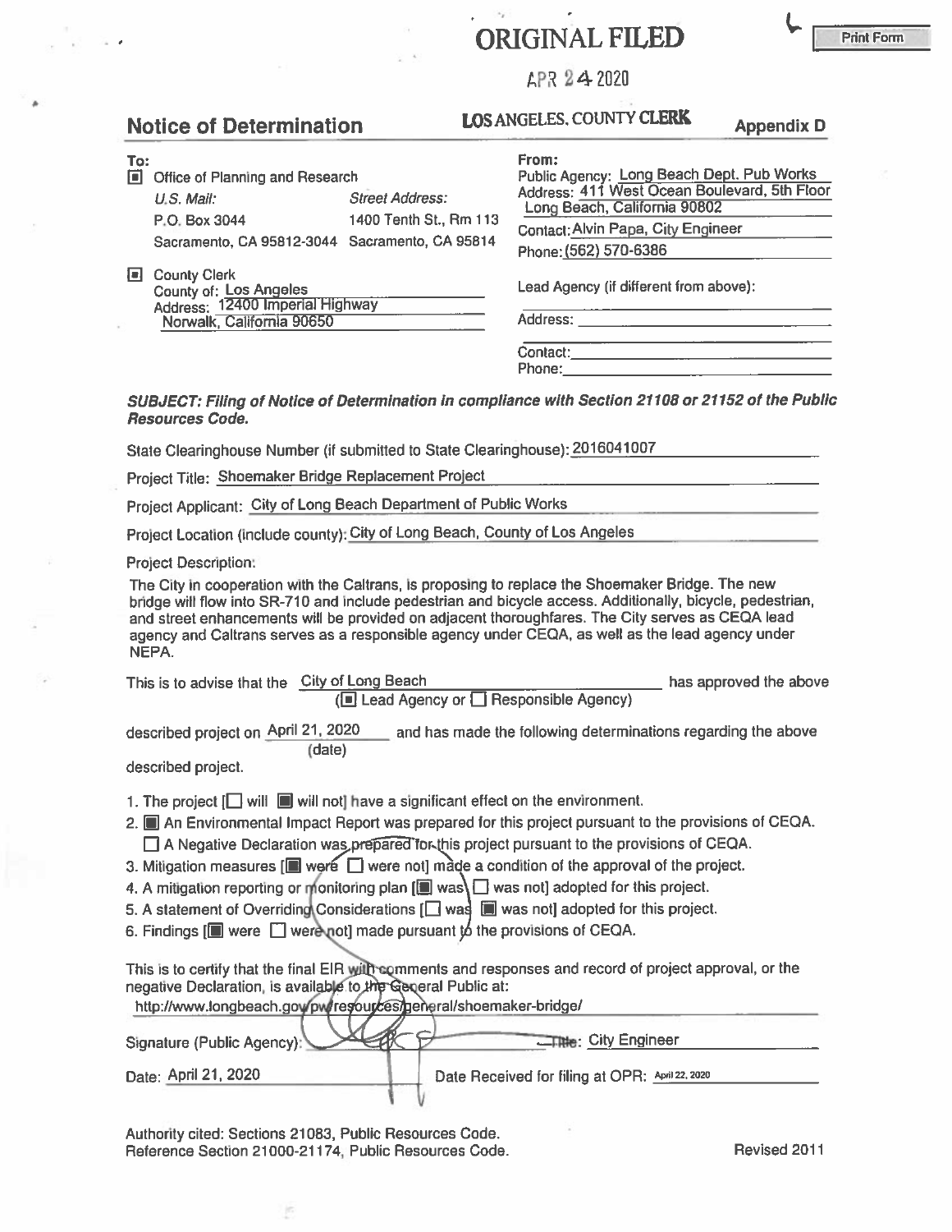# ORIGINAL FILED

APR 24 2020

LOS ANGELES, COUNTY CLERK

## Notice of Determination

Appendix D

**To:**

■ Office of Planning and Research

| U.S. Mail: | Street Address: |
|---|---|
| P.O. Box 3044 | 1400 Tenth St., Rm 113 |
| Sacramento, CA 95812-3044 | Sacramento, CA 95814 |

■ County Clerk
County of: Los Angeles
Address: 12400 Imperial Highway
Norwalk, California 90650

**From:**

Public Agency: Long Beach Dept. Pub Works
Address: 411 West Ocean Boulevard, 5th Floor
Long Beach, California 90802
Contact: Alvin Papa, City Engineer
Phone: (562) 570-6386

Lead Agency (if different from above):

Address:

Contact:
Phone:

***SUBJECT: Filing of Notice of Determination in compliance with Section 21108 or 21152 of the Public Resources Code.***

State Clearinghouse Number (if submitted to State Clearinghouse): 2016041007

Project Title: Shoemaker Bridge Replacement Project

Project Applicant: City of Long Beach Department of Public Works

Project Location (include county): City of Long Beach, County of Los Angeles

Project Description:

The City in cooperation with the Caltrans, is proposing to replace the Shoemaker Bridge. The new bridge will flow into SR-710 and include pedestrian and bicycle access. Additionally, bicycle, pedestrian, and street enhancements will be provided on adjacent thoroughfares. The City serves as CEQA lead agency and Caltrans serves as a responsible agency under CEQA, as well as the lead agency under NEPA.

This is to advise that the City of Long Beach (■ Lead Agency or ☐ Responsible Agency) has approved the above described project on April 21, 2020 (date) and has made the following determinations regarding the above described project.

1. The project [☐ will ■ will not] have a significant effect on the environment.
2. ■ An Environmental Impact Report was prepared for this project pursuant to the provisions of CEQA.
   ☐ A Negative Declaration was prepared for this project pursuant to the provisions of CEQA.
3. Mitigation measures [■ were ☐ were not] made a condition of the approval of the project.
4. A mitigation reporting or monitoring plan [■ was ☐ was not] adopted for this project.
5. A statement of Overriding Considerations [☐ was ■ was not] adopted for this project.
6. Findings [■ were ☐ were not] made pursuant to the provisions of CEQA.

This is to certify that the final EIR with comments and responses and record of project approval, or the negative Declaration, is available to the General Public at:
http://www.longbeach.gov/pw/resources/general/shoemaker-bridge/

Signature (Public Agency): Title: City Engineer

Date: April 21, 2020 Date Received for filing at OPR: April 22, 2020

Authority cited: Sections 21083, Public Resources Code.
Reference Section 21000-21174, Public Resources Code.

Revised 2011